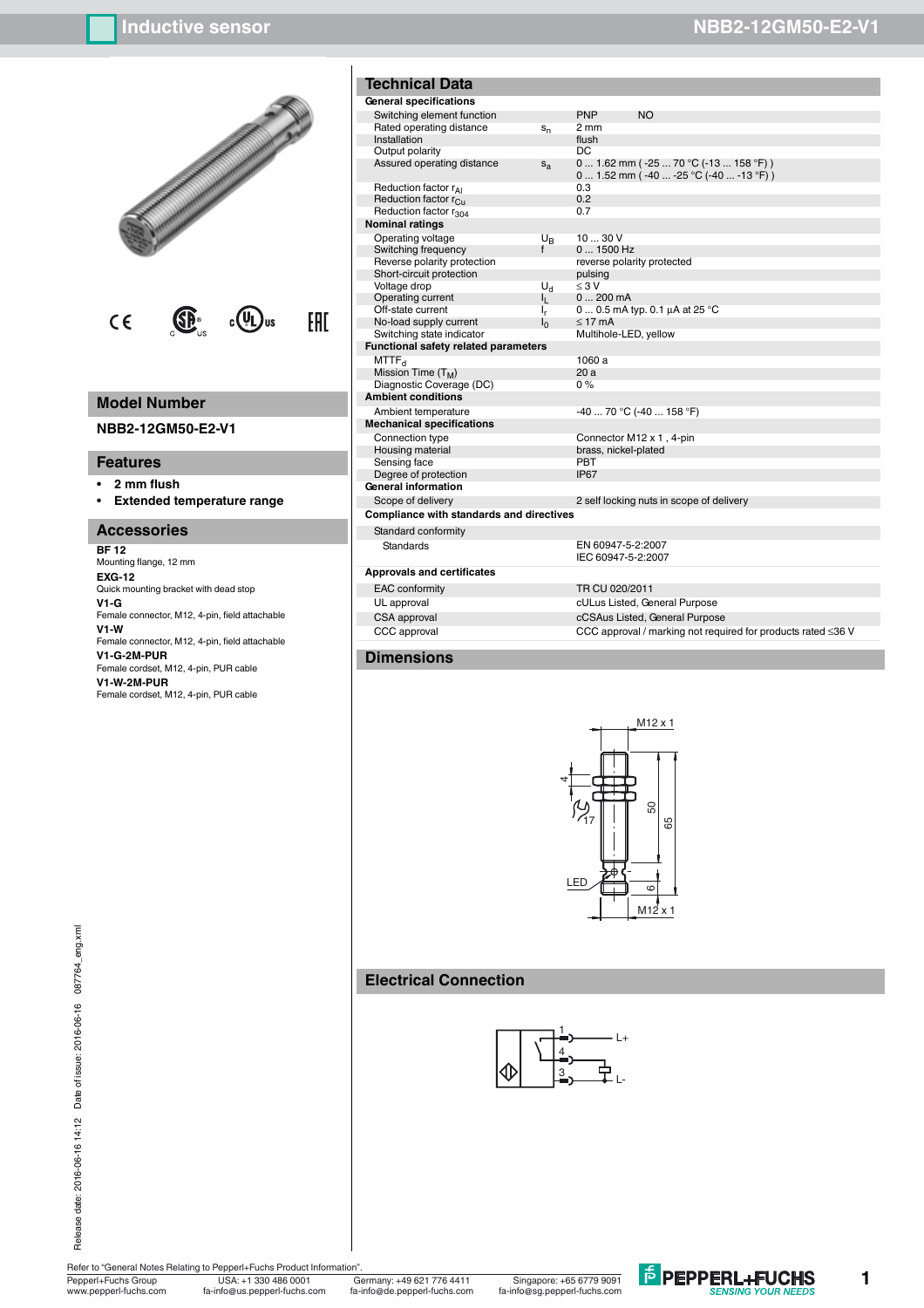# Inductive sensor NBB2-12GM50-E2-V1

## Model Number

**NBB2-12GM50-E2-V1**

## Features

- **2 mm flush**
- **Extended temperature range**

## Accessories

**BF 12**
Mounting flange, 12 mm

**EXG-12**
Quick mounting bracket with dead stop

**V1-G**
Female connector, M12, 4-pin, field attachable

**V1-W**
Female connector, M12, 4-pin, field attachable

**V1-G-2M-PUR**
Female cordset, M12, 4-pin, PUR cable

**V1-W-2M-PUR**
Female cordset, M12, 4-pin, PUR cable

## Technical Data

| | | |
|---|---|---|
| **General specifications** | | |
| Switching element function | | PNP NO |
| Rated operating distance | $s_n$ | 2 mm |
| Installation | | flush |
| Output polarity | | DC |
| Assured operating distance | $s_a$ | 0 ... 1.62 mm ( -25 ... 70 °C (-13 ... 158 °F) )<br>0 ... 1.52 mm ( -40 ... -25 °C (-40 ... -13 °F) ) |
| Reduction factor $r_{Al}$ | | 0.3 |
| Reduction factor $r_{Cu}$ | | 0.2 |
| Reduction factor $r_{304}$ | | 0.7 |
| **Nominal ratings** | | |
| Operating voltage | $U_B$ | 10 ... 30 V |
| Switching frequency | f | 0 ... 1500 Hz |
| Reverse polarity protection | | reverse polarity protected |
| Short-circuit protection | | pulsing |
| Voltage drop | $U_d$ | ≤ 3 V |
| Operating current | $I_L$ | 0 ... 200 mA |
| Off-state current | $I_r$ | 0 ... 0.5 mA typ. 0.1 µA at 25 °C |
| No-load supply current | $I_0$ | ≤ 17 mA |
| Switching state indicator | | Multihole-LED, yellow |
| **Functional safety related parameters** | | |
| $MTTF_d$ | | 1060 a |
| Mission Time ($T_M$) | | 20 a |
| Diagnostic Coverage (DC) | | 0 % |
| **Ambient conditions** | | |
| Ambient temperature | | -40 ... 70 °C (-40 ... 158 °F) |
| **Mechanical specifications** | | |
| Connection type | | Connector M12 x 1 , 4-pin |
| Housing material | | brass, nickel-plated |
| Sensing face | | PBT |
| Degree of protection | | IP67 |
| **General information** | | |
| Scope of delivery | | 2 self locking nuts in scope of delivery |
| **Compliance with standards and directives** | | |
| Standard conformity | | |
| Standards | | EN 60947-5-2:2007<br>IEC 60947-5-2:2007 |
| **Approvals and certificates** | | |
| EAC conformity | | TR CU 020/2011 |
| UL approval | | cULus Listed, General Purpose |
| CSA approval | | cCSAus Listed, General Purpose |
| CCC approval | | CCC approval / marking not required for products rated ≤36 V |

## Dimensions

M12 x 1, 4, 17, 50, 65, LED, 6, M12 x 1

## Electrical Connection

1 — L+
4
3 — L-

Refer to "General Notes Relating to Pepperl+Fuchs Product Information".

Pepperl+Fuchs Group www.pepperl-fuchs.com | USA: +1 330 486 0001 fa-info@us.pepperl-fuchs.com | Germany: +49 621 776 4411 fa-info@de.pepperl-fuchs.com | Singapore: +65 6779 9091 fa-info@sg.pepperl-fuchs.com

Release date: 2016-06-16 14:12 Date of issue: 2016-06-16 087764_eng.xml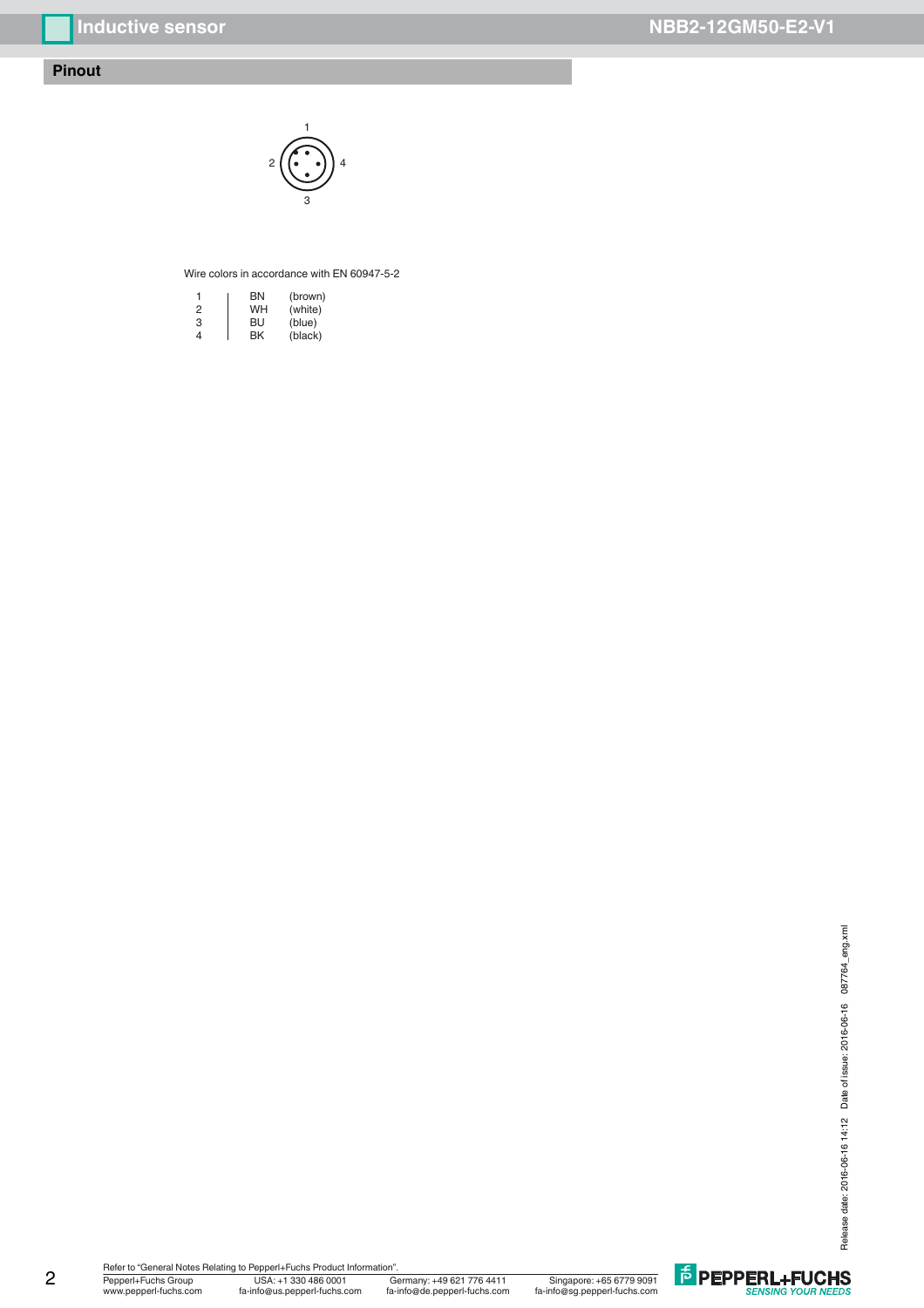## Pinout

1
2 4
3

Wire colors in accordance with EN 60947-5-2

| | | |
|---|---|---|
| 1 | BN | (brown) |
| 2 | WH | (white) |
| 3 | BU | (blue) |
| 4 | BK | (black) |